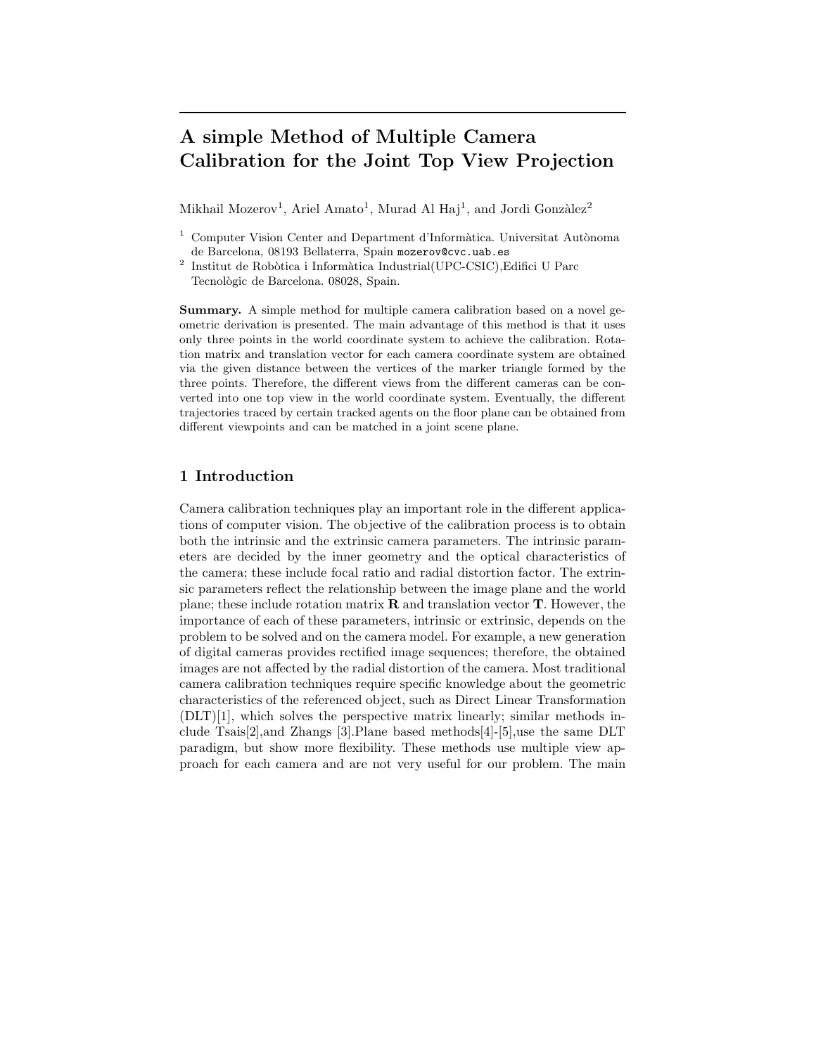# A simple Method of Multiple Camera Calibration for the Joint Top View Projection

Mikhail Mozerov[1], Ariel Amato[1], Murad Al Haj[1], and Jordi Gonzàlez[2]

[1] Computer Vision Center and Department d'Informàtica. Universitat Autònoma de Barcelona, 08193 Bellaterra, Spain mozerov@cvc.uab.es

[2] Institut de Robòtica i Informàtica Industrial(UPC-CSIC),Edifici U Parc Tecnològic de Barcelona. 08028, Spain.

**Summary.** A simple method for multiple camera calibration based on a novel geometric derivation is presented. The main advantage of this method is that it uses only three points in the world coordinate system to achieve the calibration. Rotation matrix and translation vector for each camera coordinate system are obtained via the given distance between the vertices of the marker triangle formed by the three points. Therefore, the different views from the different cameras can be converted into one top view in the world coordinate system. Eventually, the different trajectories traced by certain tracked agents on the floor plane can be obtained from different viewpoints and can be matched in a joint scene plane.

## 1 Introduction

Camera calibration techniques play an important role in the different applications of computer vision. The objective of the calibration process is to obtain both the intrinsic and the extrinsic camera parameters. The intrinsic parameters are decided by the inner geometry and the optical characteristics of the camera; these include focal ratio and radial distortion factor. The extrinsic parameters reflect the relationship between the image plane and the world plane; these include rotation matrix $\mathbf{R}$ and translation vector $\mathbf{T}$. However, the importance of each of these parameters, intrinsic or extrinsic, depends on the problem to be solved and on the camera model. For example, a new generation of digital cameras provides rectified image sequences; therefore, the obtained images are not affected by the radial distortion of the camera. Most traditional camera calibration techniques require specific knowledge about the geometric characteristics of the referenced object, such as Direct Linear Transformation (DLT)[1], which solves the perspective matrix linearly; similar methods include Tsais[2],and Zhangs [3].Plane based methods[4]-[5],use the same DLT paradigm, but show more flexibility. These methods use multiple view approach for each camera and are not very useful for our problem. The main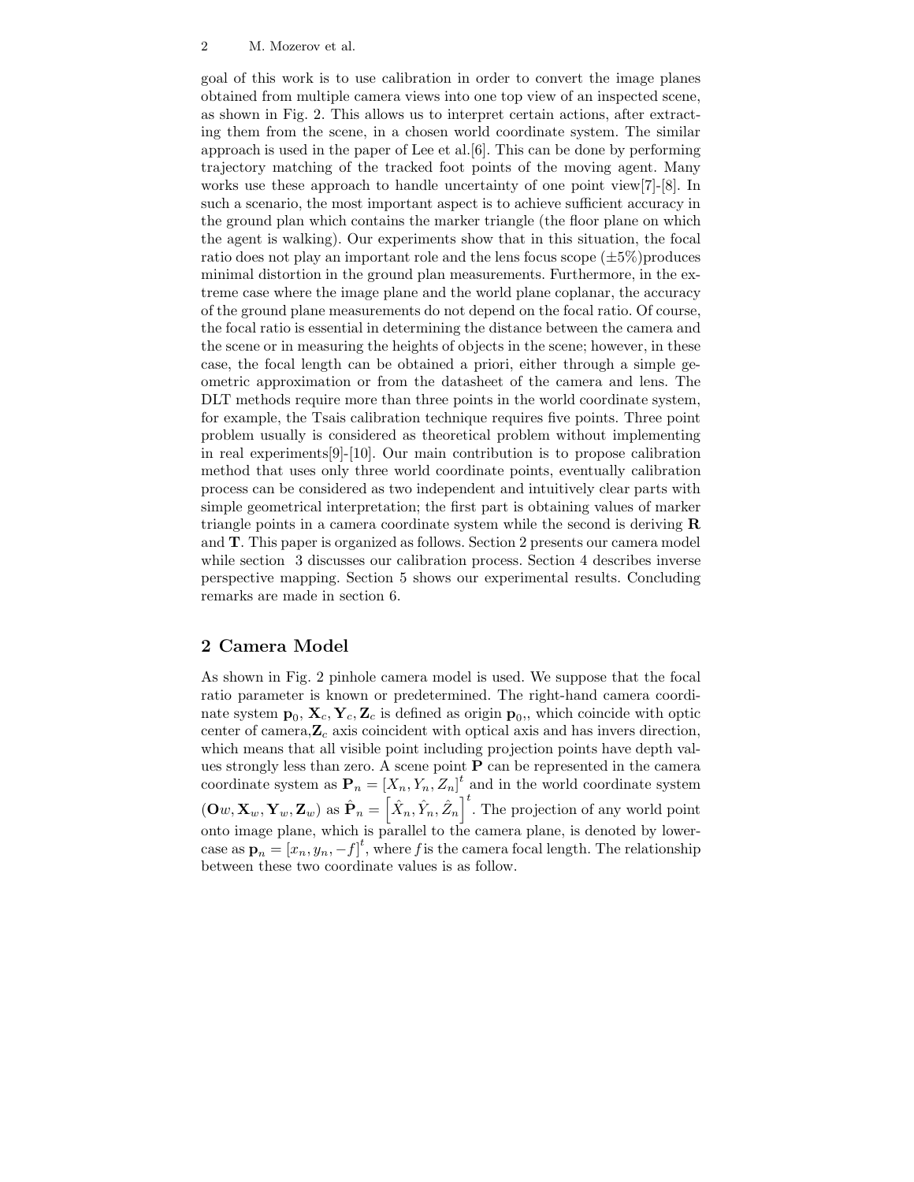goal of this work is to use calibration in order to convert the image planes obtained from multiple camera views into one top view of an inspected scene, as shown in Fig. 2. This allows us to interpret certain actions, after extracting them from the scene, in a chosen world coordinate system. The similar approach is used in the paper of Lee et al.[6]. This can be done by performing trajectory matching of the tracked foot points of the moving agent. Many works use these approach to handle uncertainty of one point view[7]-[8]. In such a scenario, the most important aspect is to achieve sufficient accuracy in the ground plan which contains the marker triangle (the floor plane on which the agent is walking). Our experiments show that in this situation, the focal ratio does not play an important role and the lens focus scope ($\pm 5\%$)produces minimal distortion in the ground plan measurements. Furthermore, in the extreme case where the image plane and the world plane coplanar, the accuracy of the ground plane measurements do not depend on the focal ratio. Of course, the focal ratio is essential in determining the distance between the camera and the scene or in measuring the heights of objects in the scene; however, in these case, the focal length can be obtained a priori, either through a simple geometric approximation or from the datasheet of the camera and lens. The DLT methods require more than three points in the world coordinate system, for example, the Tsais calibration technique requires five points. Three point problem usually is considered as theoretical problem without implementing in real experiments[9]-[10]. Our main contribution is to propose calibration method that uses only three world coordinate points, eventually calibration process can be considered as two independent and intuitively clear parts with simple geometrical interpretation; the first part is obtaining values of marker triangle points in a camera coordinate system while the second is deriving **R** and **T**. This paper is organized as follows. Section 2 presents our camera model while section 3 discusses our calibration process. Section 4 describes inverse perspective mapping. Section 5 shows our experimental results. Concluding remarks are made in section 6.

## 2 Camera Model

As shown in Fig. 2 pinhole camera model is used. We suppose that the focal ratio parameter is known or predetermined. The right-hand camera coordinate system $\mathbf{p}_0$, $\mathbf{X}_c, \mathbf{Y}_c, \mathbf{Z}_c$ is defined as origin $\mathbf{p}_0$,, which coincide with optic center of camera,$\mathbf{Z}_c$ axis coincident with optical axis and has invers direction, which means that all visible point including projection points have depth values strongly less than zero. A scene point $\mathbf{P}$ can be represented in the camera coordinate system as $\mathbf{P}_n = [X_n, Y_n, Z_n]^t$ and in the world coordinate system $(\mathbf{O}w, \mathbf{X}_w, \mathbf{Y}_w, \mathbf{Z}_w)$ as $\hat{\mathbf{P}}_n = \left[\hat{X}_n, \hat{Y}_n, \hat{Z}_n\right]^t$. The projection of any world point onto image plane, which is parallel to the camera plane, is denoted by lowercase as $\mathbf{p}_n = [x_n, y_n, -f]^t$, where $f$ is the camera focal length. The relationship between these two coordinate values is as follow.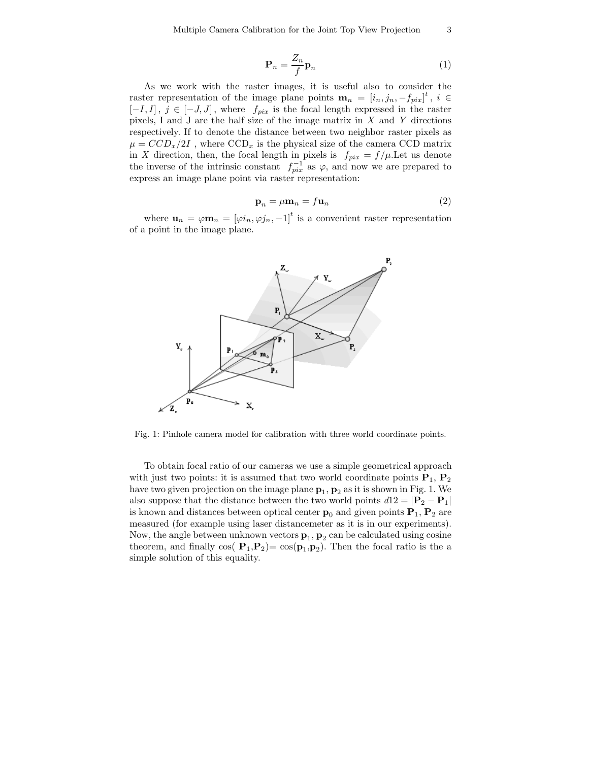$$\mathbf{P}_n = \frac{Z_n}{f}\mathbf{p}_n \tag{1}$$

As we work with the raster images, it is useful also to consider the raster representation of the image plane points $\mathbf{m}_n = [i_n, j_n, -f_{pix}]^t$, $i \in [-I, I]$, $j \in [-J, J]$, where $f_{pix}$ is the focal length expressed in the raster pixels, I and J are the half size of the image matrix in $X$ and $Y$ directions respectively. If to denote the distance between two neighbor raster pixels as $\mu = CCD_x/2I$, where $\mathrm{CCD}_x$ is the physical size of the camera CCD matrix in $X$ direction, then, the focal length in pixels is $f_{pix} = f/\mu$.Let us denote the inverse of the intrinsic constant $f_{pix}^{-1}$ as $\varphi$, and now we are prepared to express an image plane point via raster representation:

$$\mathbf{p}_n = \mu\mathbf{m}_n = f\mathbf{u}_n \tag{2}$$

where $\mathbf{u}_n = \varphi\mathbf{m}_n = [\varphi i_n, \varphi j_n, -1]^t$ is a convenient raster representation of a point in the image plane.

Fig. 1: Pinhole camera model for calibration with three world coordinate points.

To obtain focal ratio of our cameras we use a simple geometrical approach with just two points: it is assumed that two world coordinate points $\mathbf{P}_1$, $\mathbf{P}_2$ have two given projection on the image plane $\mathbf{p}_1$, $\mathbf{p}_2$ as it is shown in Fig. 1. We also suppose that the distance between the two world points $d12 = |\mathbf{P}_2 - \mathbf{P}_1|$ is known and distances between optical center $\mathbf{p}_0$ and given points $\mathbf{P}_1$, $\mathbf{P}_2$ are measured (for example using laser distancemeter as it is in our experiments). Now, the angle between unknown vectors $\mathbf{p}_1$, $\mathbf{p}_2$ can be calculated using cosine theorem, and finally cos( $\mathbf{P}_1$,$\mathbf{P}_2$)= cos($\mathbf{p}_1$,$\mathbf{p}_2$). Then the focal ratio is the a simple solution of this equality.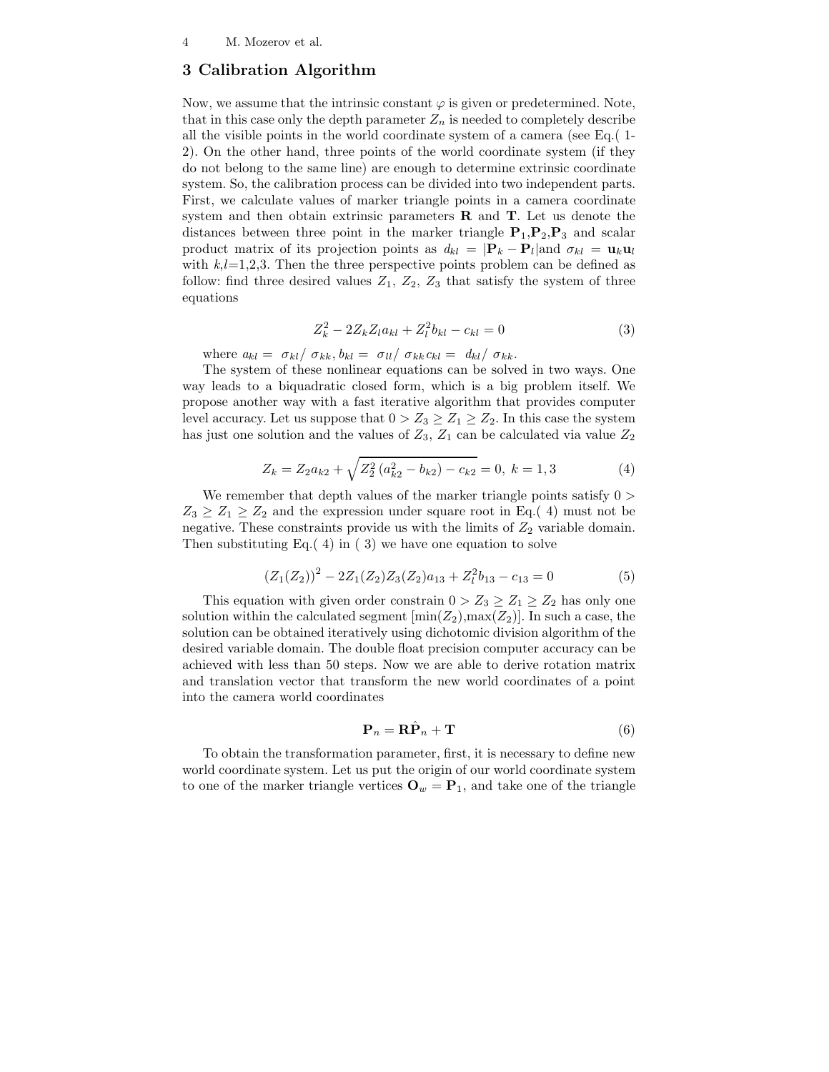## 3 Calibration Algorithm

Now, we assume that the intrinsic constant $\varphi$ is given or predetermined. Note, that in this case only the depth parameter $Z_n$ is needed to completely describe all the visible points in the world coordinate system of a camera (see Eq.( 1-2). On the other hand, three points of the world coordinate system (if they do not belong to the same line) are enough to determine extrinsic coordinate system. So, the calibration process can be divided into two independent parts. First, we calculate values of marker triangle points in a camera coordinate system and then obtain extrinsic parameters $\mathbf{R}$ and $\mathbf{T}$. Let us denote the distances between three point in the marker triangle $\mathbf{P}_1$,$\mathbf{P}_2$,$\mathbf{P}_3$ and scalar product matrix of its projection points as $d_{kl} = |\mathbf{P}_k - \mathbf{P}_l|$and $\sigma_{kl} = \mathbf{u}_k\mathbf{u}_l$ with $k$,$l$=1,2,3. Then the three perspective points problem can be defined as follow: find three desired values $Z_1$, $Z_2$, $Z_3$ that satisfy the system of three equations

$$Z_k^2 - 2Z_kZ_la_{kl} + Z_l^2b_{kl} - c_{kl} = 0 \tag{3}$$

where $a_{kl} = \sigma_{kl}/\ \sigma_{kk}, b_{kl} = \sigma_{ll}/\ \sigma_{kk} c_{kl} = d_{kl}/\ \sigma_{kk}$.

The system of these nonlinear equations can be solved in two ways. One way leads to a biquadratic closed form, which is a big problem itself. We propose another way with a fast iterative algorithm that provides computer level accuracy. Let us suppose that $0 > Z_3 \geq Z_1 \geq Z_2$. In this case the system has just one solution and the values of $Z_3$, $Z_1$ can be calculated via value $Z_2$

$$Z_k = Z_2a_{k2} + \sqrt{Z_2^2\left(a_{k2}^2 - b_{k2}\right) - c_{k2}} = 0,\ k = 1,3 \tag{4}$$

We remember that depth values of the marker triangle points satisfy $0 > Z_3 \geq Z_1 \geq Z_2$ and the expression under square root in Eq.( 4) must not be negative. These constraints provide us with the limits of $Z_2$ variable domain. Then substituting Eq.( 4) in ( 3) we have one equation to solve

$$\left(Z_1(Z_2)\right)^2 - 2Z_1(Z_2)Z_3(Z_2)a_{13} + Z_l^2b_{13} - c_{13} = 0 \tag{5}$$

This equation with given order constrain $0 > Z_3 \geq Z_1 \geq Z_2$ has only one solution within the calculated segment [min($Z_2$),max($Z_2$)]. In such a case, the solution can be obtained iteratively using dichotomic division algorithm of the desired variable domain. The double float precision computer accuracy can be achieved with less than 50 steps. Now we are able to derive rotation matrix and translation vector that transform the new world coordinates of a point into the camera world coordinates

$$\mathbf{P}_n = \mathbf{R}\hat{\mathbf{P}}_n + \mathbf{T} \tag{6}$$

To obtain the transformation parameter, first, it is necessary to define new world coordinate system. Let us put the origin of our world coordinate system to one of the marker triangle vertices $\mathbf{O}_w = \mathbf{P}_1$, and take one of the triangle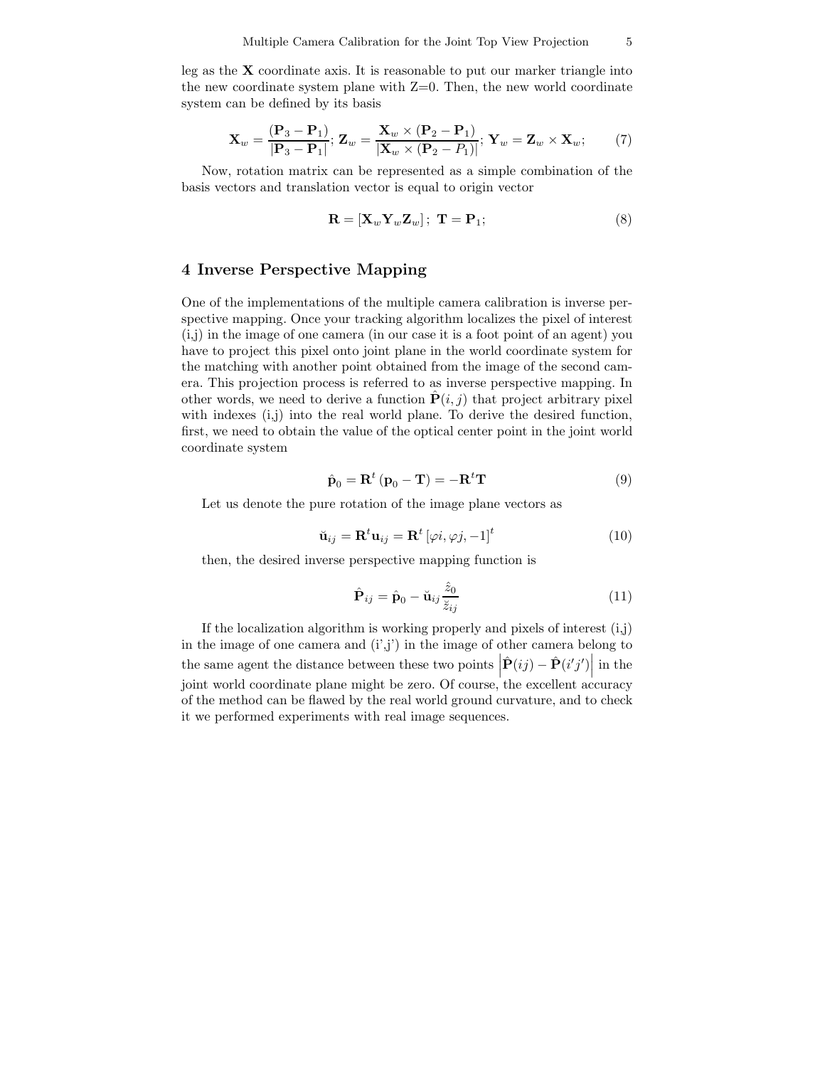leg as the **X** coordinate axis. It is reasonable to put our marker triangle into the new coordinate system plane with Z=0. Then, the new world coordinate system can be defined by its basis

$$\mathbf{X}_w = \frac{(\mathbf{P}_3 - \mathbf{P}_1)}{|\mathbf{P}_3 - \mathbf{P}_1|};\ \mathbf{Z}_w = \frac{\mathbf{X}_w \times (\mathbf{P}_2 - \mathbf{P}_1)}{|\mathbf{X}_w \times (\mathbf{P}_2 - P_1)|};\ \mathbf{Y}_w = \mathbf{Z}_w \times \mathbf{X}_w; \tag{7}$$

Now, rotation matrix can be represented as a simple combination of the basis vectors and translation vector is equal to origin vector

$$\mathbf{R} = [\mathbf{X}_w \mathbf{Y}_w \mathbf{Z}_w];\ \mathbf{T} = \mathbf{P}_1; \tag{8}$$

## 4 Inverse Perspective Mapping

One of the implementations of the multiple camera calibration is inverse perspective mapping. Once your tracking algorithm localizes the pixel of interest (i,j) in the image of one camera (in our case it is a foot point of an agent) you have to project this pixel onto joint plane in the world coordinate system for the matching with another point obtained from the image of the second camera. This projection process is referred to as inverse perspective mapping. In other words, we need to derive a function $\hat{\mathbf{P}}(i,j)$ that project arbitrary pixel with indexes (i,j) into the real world plane. To derive the desired function, first, we need to obtain the value of the optical center point in the joint world coordinate system

$$\hat{\mathbf{p}}_0 = \mathbf{R}^t(\mathbf{p}_0 - \mathbf{T}) = -\mathbf{R}^t\mathbf{T} \tag{9}$$

Let us denote the pure rotation of the image plane vectors as

$$\breve{\mathbf{u}}_{ij} = \mathbf{R}^t\mathbf{u}_{ij} = \mathbf{R}^t[\varphi i, \varphi j, -1]^t \tag{10}$$

then, the desired inverse perspective mapping function is

$$\hat{\mathbf{P}}_{ij} = \hat{\mathbf{p}}_0 - \breve{\mathbf{u}}_{ij}\frac{\hat{z}_0}{\breve{z}_{ij}} \tag{11}$$

If the localization algorithm is working properly and pixels of interest (i,j) in the image of one camera and (i',j') in the image of other camera belong to the same agent the distance between these two points $\left|\hat{\mathbf{P}}(ij) - \hat{\mathbf{P}}(i'j')\right|$ in the joint world coordinate plane might be zero. Of course, the excellent accuracy of the method can be flawed by the real world ground curvature, and to check it we performed experiments with real image sequences.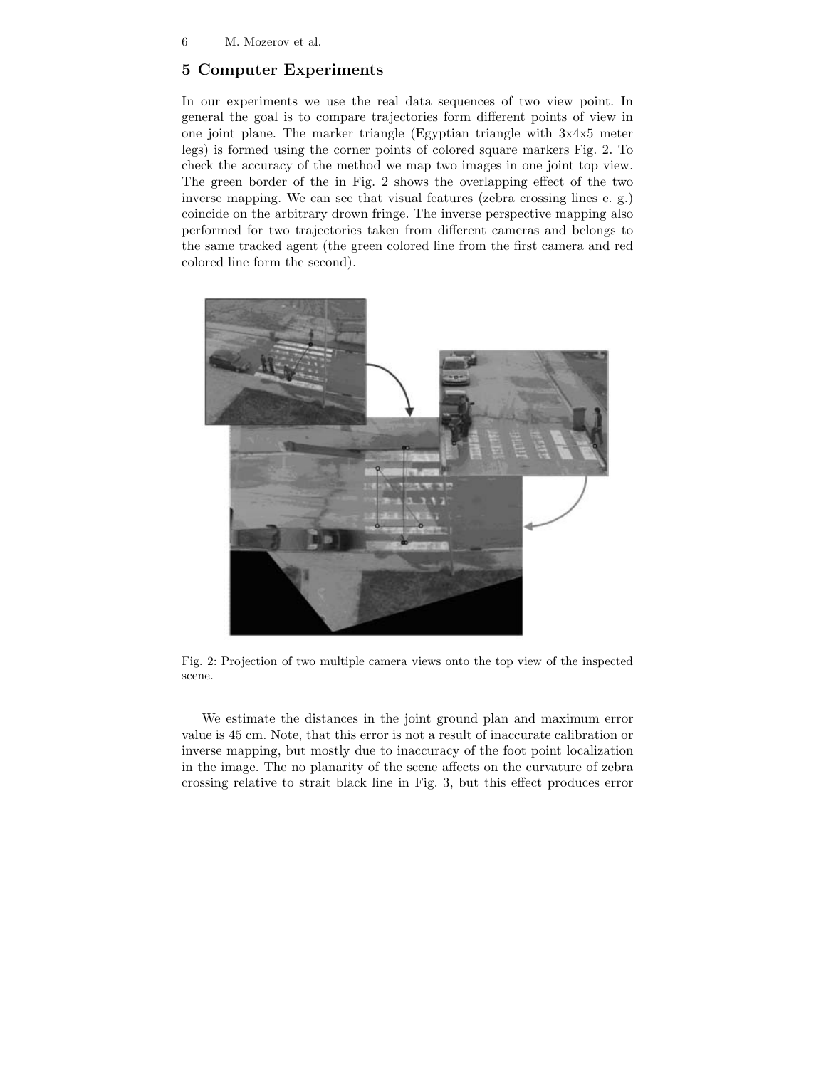## 5 Computer Experiments

In our experiments we use the real data sequences of two view point. In general the goal is to compare trajectories form different points of view in one joint plane. The marker triangle (Egyptian triangle with 3x4x5 meter legs) is formed using the corner points of colored square markers Fig. 2. To check the accuracy of the method we map two images in one joint top view. The green border of the in Fig. 2 shows the overlapping effect of the two inverse mapping. We can see that visual features (zebra crossing lines e. g.) coincide on the arbitrary drown fringe. The inverse perspective mapping also performed for two trajectories taken from different cameras and belongs to the same tracked agent (the green colored line from the first camera and red colored line form the second).

Fig. 2: Projection of two multiple camera views onto the top view of the inspected scene.

We estimate the distances in the joint ground plan and maximum error value is 45 cm. Note, that this error is not a result of inaccurate calibration or inverse mapping, but mostly due to inaccuracy of the foot point localization in the image. The no planarity of the scene affects on the curvature of zebra crossing relative to strait black line in Fig. 3, but this effect produces error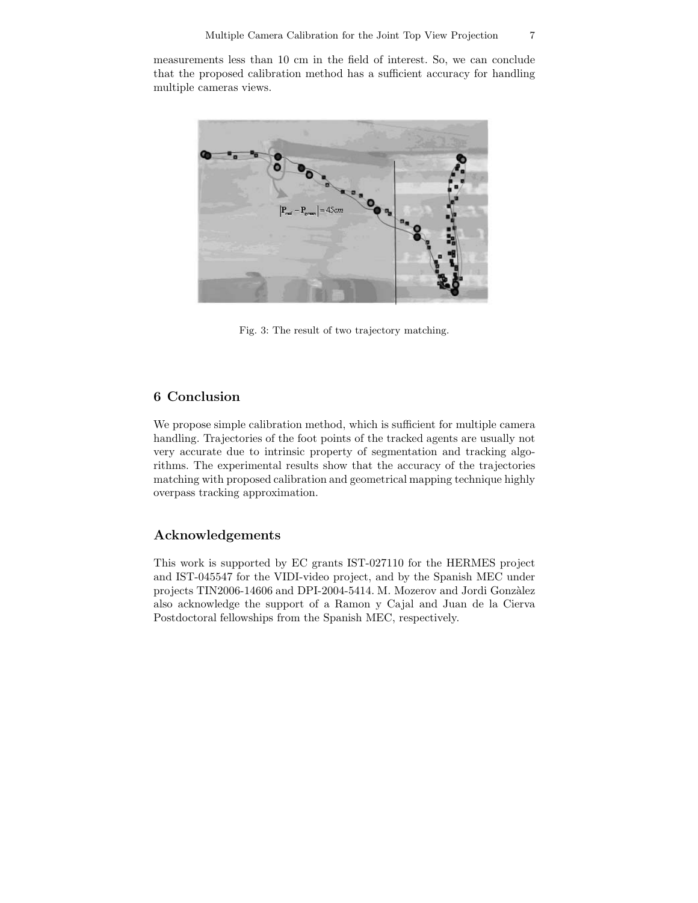measurements less than 10 cm in the field of interest. So, we can conclude that the proposed calibration method has a sufficient accuracy for handling multiple cameras views.

Fig. 3: The result of two trajectory matching.

## 6 Conclusion

We propose simple calibration method, which is sufficient for multiple camera handling. Trajectories of the foot points of the tracked agents are usually not very accurate due to intrinsic property of segmentation and tracking algorithms. The experimental results show that the accuracy of the trajectories matching with proposed calibration and geometrical mapping technique highly overpass tracking approximation.

## Acknowledgements

This work is supported by EC grants IST-027110 for the HERMES project and IST-045547 for the VIDI-video project, and by the Spanish MEC under projects TIN2006-14606 and DPI-2004-5414. M. Mozerov and Jordi Gonzàlez also acknowledge the support of a Ramon y Cajal and Juan de la Cierva Postdoctoral fellowships from the Spanish MEC, respectively.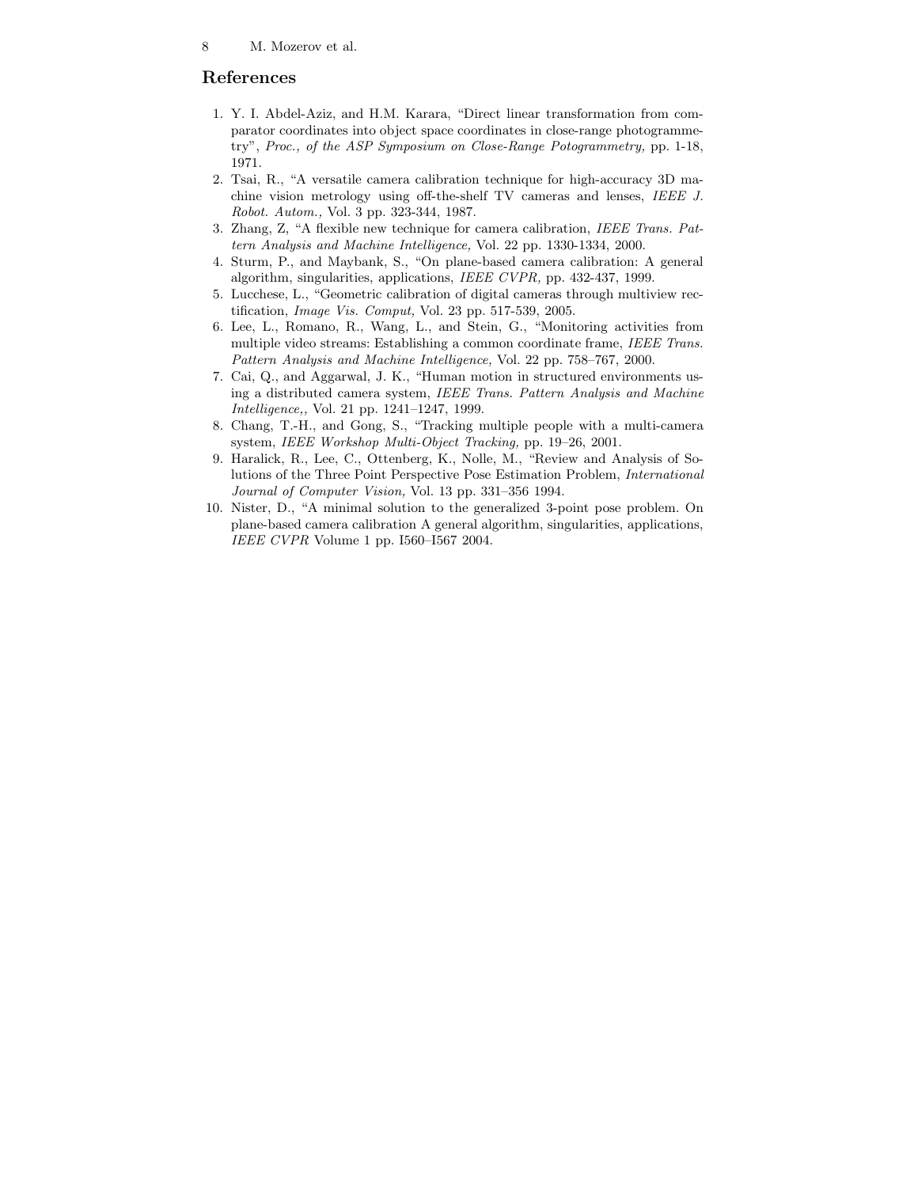## References

1. Y. I. Abdel-Aziz, and H.M. Karara, "Direct linear transformation from comparator coordinates into object space coordinates in close-range photogrammetry", *Proc., of the ASP Symposium on Close-Range Potogrammetry,* pp. 1-18, 1971.
2. Tsai, R., "A versatile camera calibration technique for high-accuracy 3D machine vision metrology using off-the-shelf TV cameras and lenses, *IEEE J. Robot. Autom.,* Vol. 3 pp. 323-344, 1987.
3. Zhang, Z, "A flexible new technique for camera calibration, *IEEE Trans. Pattern Analysis and Machine Intelligence,* Vol. 22 pp. 1330-1334, 2000.
4. Sturm, P., and Maybank, S., "On plane-based camera calibration: A general algorithm, singularities, applications, *IEEE CVPR,* pp. 432-437, 1999.
5. Lucchese, L., "Geometric calibration of digital cameras through multiview rectification, *Image Vis. Comput,* Vol. 23 pp. 517-539, 2005.
6. Lee, L., Romano, R., Wang, L., and Stein, G., "Monitoring activities from multiple video streams: Establishing a common coordinate frame, *IEEE Trans. Pattern Analysis and Machine Intelligence,* Vol. 22 pp. 758–767, 2000.
7. Cai, Q., and Aggarwal, J. K., "Human motion in structured environments using a distributed camera system, *IEEE Trans. Pattern Analysis and Machine Intelligence,,* Vol. 21 pp. 1241–1247, 1999.
8. Chang, T.-H., and Gong, S., "Tracking multiple people with a multi-camera system, *IEEE Workshop Multi-Object Tracking,* pp. 19–26, 2001.
9. Haralick, R., Lee, C., Ottenberg, K., Nolle, M., "Review and Analysis of Solutions of the Three Point Perspective Pose Estimation Problem, *International Journal of Computer Vision,* Vol. 13 pp. 331–356 1994.
10. Nister, D., "A minimal solution to the generalized 3-point pose problem. On plane-based camera calibration A general algorithm, singularities, applications, *IEEE CVPR* Volume 1 pp. I560–I567 2004.